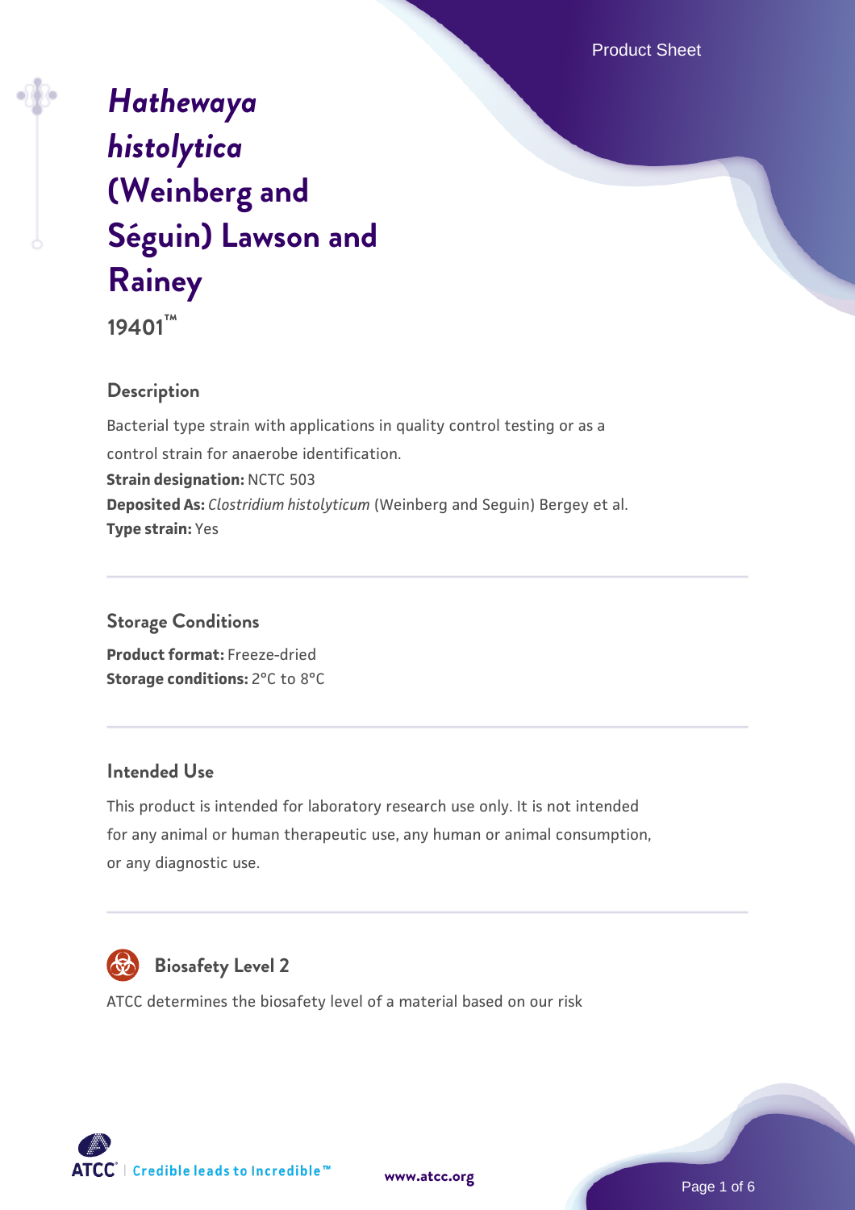# *Hathewaya histolytica* (Weinberg and Séguin) Lawson and Rainey

**19401™**

## Description

Bacterial type strain with applications in quality control testing or as a control strain for anaerobe identification.

**Strain designation:** NCTC 503

**Deposited As:** *Clostridium histolyticum* (Weinberg and Seguin) Bergey et al.

**Type strain:** Yes

## Storage Conditions

**Product format:** Freeze-dried

**Storage conditions:** 2°C to 8°C

## Intended Use

This product is intended for laboratory research use only. It is not intended for any animal or human therapeutic use, any human or animal consumption, or any diagnostic use.

## Biosafety Level 2

ATCC determines the biosafety level of a material based on our risk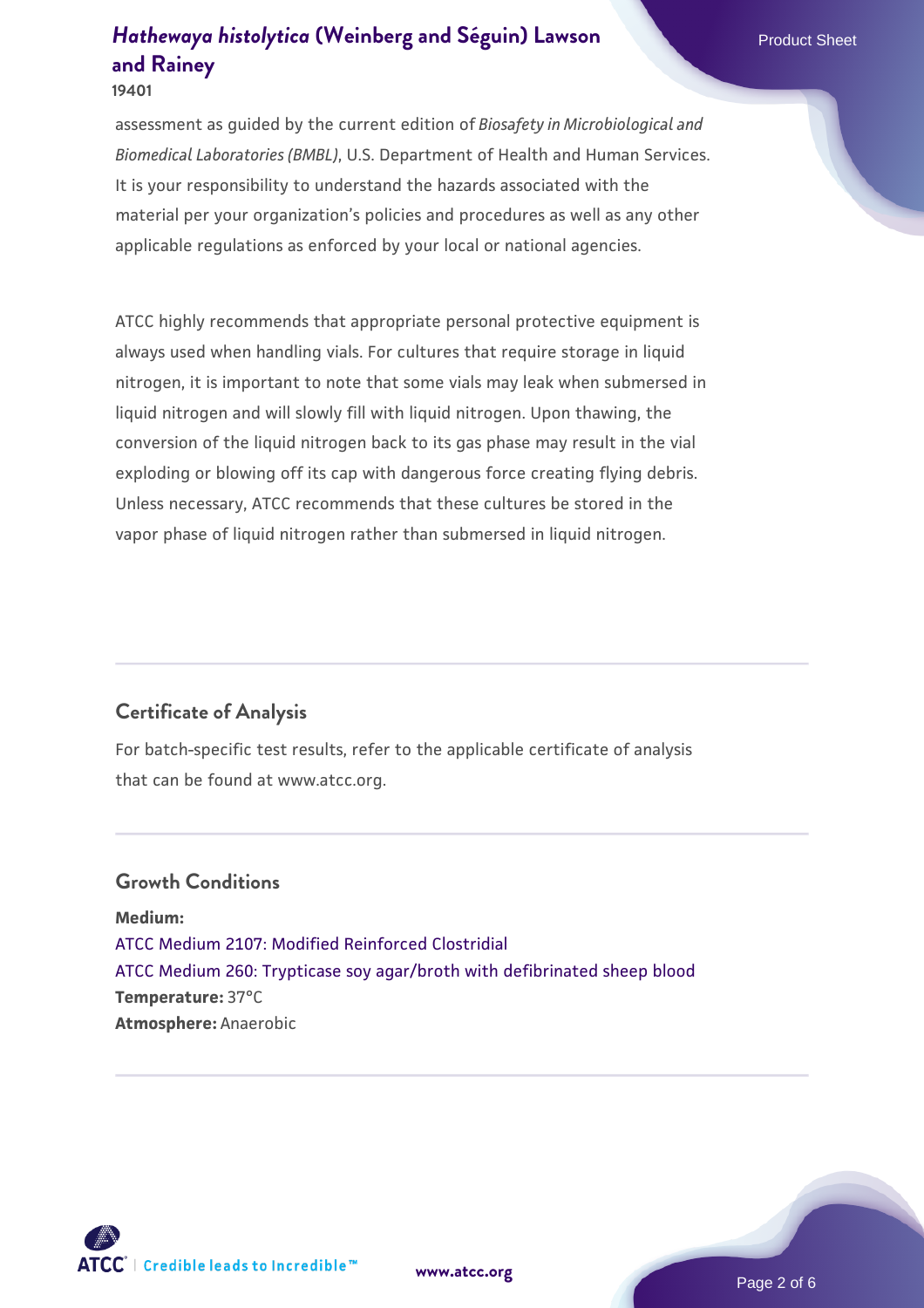assessment as guided by the current edition of *Biosafety in Microbiological and Biomedical Laboratories (BMBL)*, U.S. Department of Health and Human Services. It is your responsibility to understand the hazards associated with the material per your organization's policies and procedures as well as any other applicable regulations as enforced by your local or national agencies.

ATCC highly recommends that appropriate personal protective equipment is always used when handling vials. For cultures that require storage in liquid nitrogen, it is important to note that some vials may leak when submersed in liquid nitrogen and will slowly fill with liquid nitrogen. Upon thawing, the conversion of the liquid nitrogen back to its gas phase may result in the vial exploding or blowing off its cap with dangerous force creating flying debris. Unless necessary, ATCC recommends that these cultures be stored in the vapor phase of liquid nitrogen rather than submersed in liquid nitrogen.

## Certificate of Analysis

For batch-specific test results, refer to the applicable certificate of analysis that can be found at www.atcc.org.

## Growth Conditions

**Medium:**
ATCC Medium 2107: Modified Reinforced Clostridial
ATCC Medium 260: Trypticase soy agar/broth with defibrinated sheep blood
**Temperature:** 37°C
**Atmosphere:** Anaerobic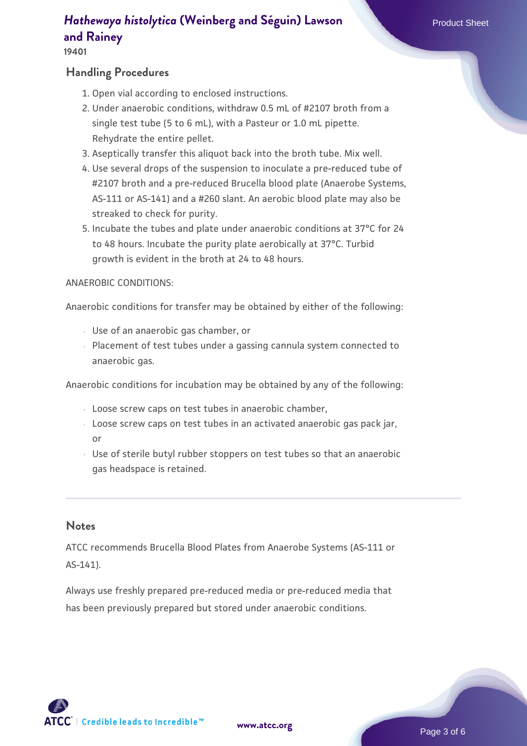## Handling Procedures

1. Open vial according to enclosed instructions.
2. Under anaerobic conditions, withdraw 0.5 mL of #2107 broth from a single test tube (5 to 6 mL), with a Pasteur or 1.0 mL pipette. Rehydrate the entire pellet.
3. Aseptically transfer this aliquot back into the broth tube. Mix well.
4. Use several drops of the suspension to inoculate a pre-reduced tube of #2107 broth and a pre-reduced Brucella blood plate (Anaerobe Systems, AS-111 or AS-141) and a #260 slant. An aerobic blood plate may also be streaked to check for purity.
5. Incubate the tubes and plate under anaerobic conditions at 37°C for 24 to 48 hours. Incubate the purity plate aerobically at 37°C. Turbid growth is evident in the broth at 24 to 48 hours.

ANAEROBIC CONDITIONS:

Anaerobic conditions for transfer may be obtained by either of the following:

- Use of an anaerobic gas chamber, or
- Placement of test tubes under a gassing cannula system connected to anaerobic gas.

Anaerobic conditions for incubation may be obtained by any of the following:

- Loose screw caps on test tubes in anaerobic chamber,
- Loose screw caps on test tubes in an activated anaerobic gas pack jar, or
- Use of sterile butyl rubber stoppers on test tubes so that an anaerobic gas headspace is retained.

## Notes

ATCC recommends Brucella Blood Plates from Anaerobe Systems (AS-111 or AS-141).

Always use freshly prepared pre-reduced media or pre-reduced media that has been previously prepared but stored under anaerobic conditions.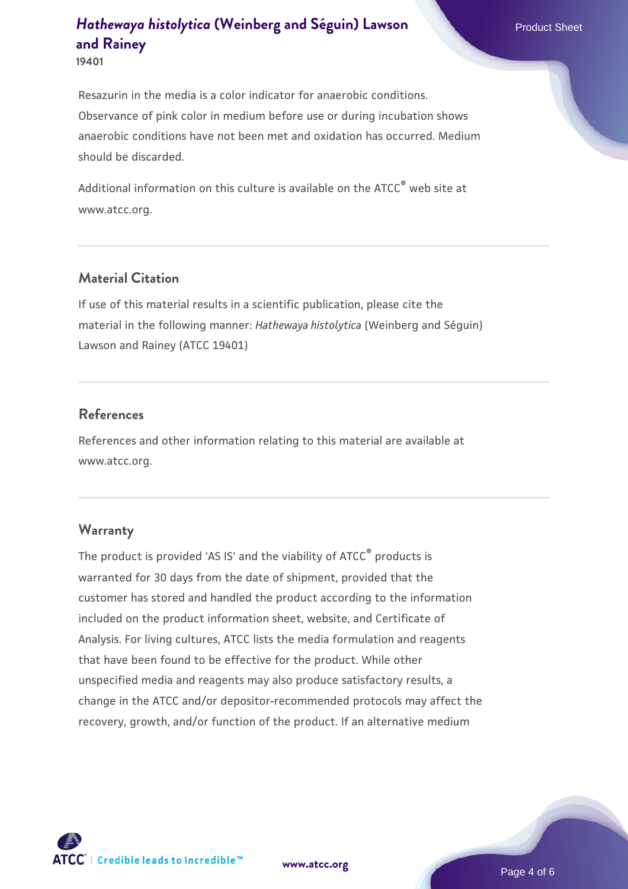Resazurin in the media is a color indicator for anaerobic conditions. Observance of pink color in medium before use or during incubation shows anaerobic conditions have not been met and oxidation has occurred. Medium should be discarded.

Additional information on this culture is available on the ATCC® web site at www.atcc.org.

## Material Citation

If use of this material results in a scientific publication, please cite the material in the following manner: *Hathewaya histolytica* (Weinberg and Séguin) Lawson and Rainey (ATCC 19401)

## References

References and other information relating to this material are available at www.atcc.org.

## Warranty

The product is provided 'AS IS' and the viability of ATCC® products is warranted for 30 days from the date of shipment, provided that the customer has stored and handled the product according to the information included on the product information sheet, website, and Certificate of Analysis. For living cultures, ATCC lists the media formulation and reagents that have been found to be effective for the product. While other unspecified media and reagents may also produce satisfactory results, a change in the ATCC and/or depositor-recommended protocols may affect the recovery, growth, and/or function of the product. If an alternative medium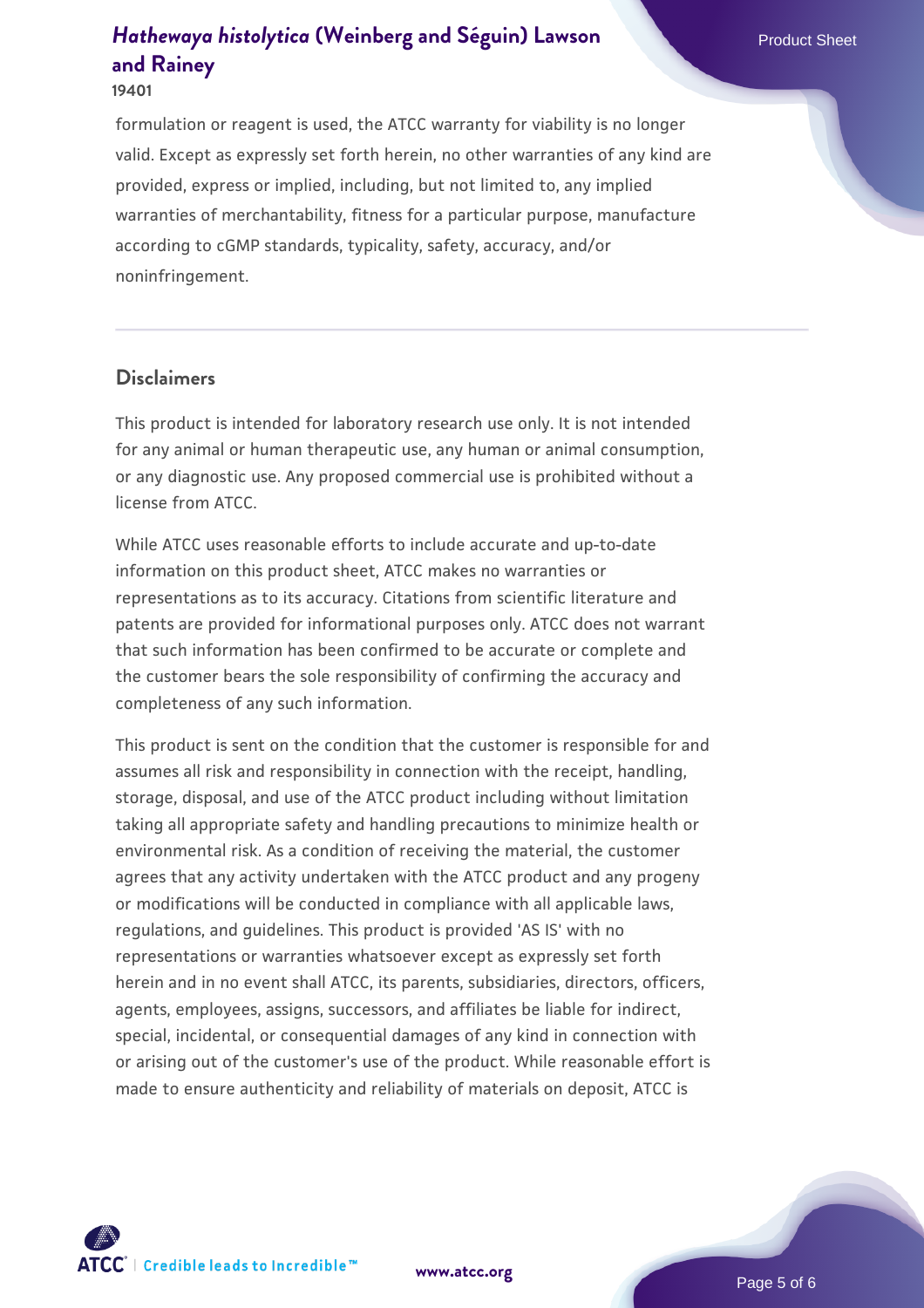formulation or reagent is used, the ATCC warranty for viability is no longer valid. Except as expressly set forth herein, no other warranties of any kind are provided, express or implied, including, but not limited to, any implied warranties of merchantability, fitness for a particular purpose, manufacture according to cGMP standards, typicality, safety, accuracy, and/or noninfringement.

## Disclaimers

This product is intended for laboratory research use only. It is not intended for any animal or human therapeutic use, any human or animal consumption, or any diagnostic use. Any proposed commercial use is prohibited without a license from ATCC.

While ATCC uses reasonable efforts to include accurate and up-to-date information on this product sheet, ATCC makes no warranties or representations as to its accuracy. Citations from scientific literature and patents are provided for informational purposes only. ATCC does not warrant that such information has been confirmed to be accurate or complete and the customer bears the sole responsibility of confirming the accuracy and completeness of any such information.

This product is sent on the condition that the customer is responsible for and assumes all risk and responsibility in connection with the receipt, handling, storage, disposal, and use of the ATCC product including without limitation taking all appropriate safety and handling precautions to minimize health or environmental risk. As a condition of receiving the material, the customer agrees that any activity undertaken with the ATCC product and any progeny or modifications will be conducted in compliance with all applicable laws, regulations, and guidelines. This product is provided 'AS IS' with no representations or warranties whatsoever except as expressly set forth herein and in no event shall ATCC, its parents, subsidiaries, directors, officers, agents, employees, assigns, successors, and affiliates be liable for indirect, special, incidental, or consequential damages of any kind in connection with or arising out of the customer's use of the product. While reasonable effort is made to ensure authenticity and reliability of materials on deposit, ATCC is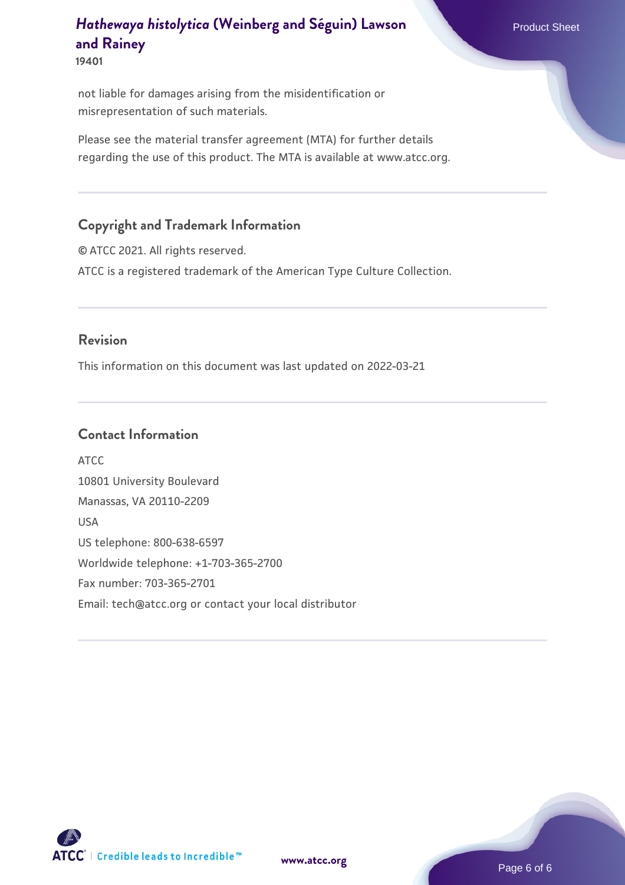not liable for damages arising from the misidentification or misrepresentation of such materials.

Please see the material transfer agreement (MTA) for further details regarding the use of this product. The MTA is available at www.atcc.org.

## Copyright and Trademark Information

© ATCC 2021. All rights reserved.

ATCC is a registered trademark of the American Type Culture Collection.

## Revision

This information on this document was last updated on 2022-03-21

## Contact Information

ATCC
10801 University Boulevard
Manassas, VA 20110-2209
USA
US telephone: 800-638-6597
Worldwide telephone: +1-703-365-2700
Fax number: 703-365-2701
Email: tech@atcc.org or contact your local distributor